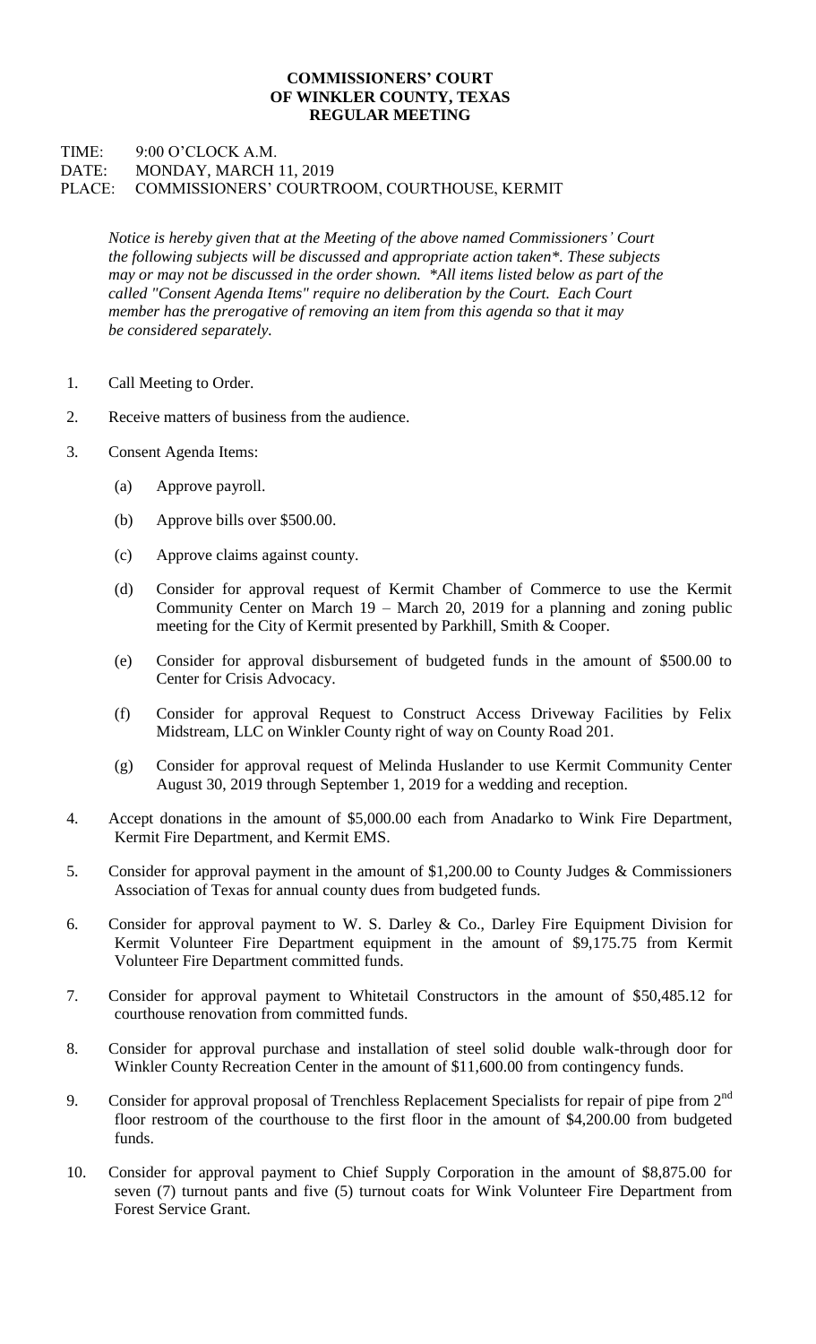# COMMISSIONERS' COURT
# OF WINKLER COUNTY, TEXAS
# REGULAR MEETING

TIME: 9:00 O'CLOCK A.M.
DATE: MONDAY, MARCH 11, 2019
PLACE: COMMISSIONERS' COURTROOM, COURTHOUSE, KERMIT

*Notice is hereby given that at the Meeting of the above named Commissioners' Court the following subjects will be discussed and appropriate action taken\*. These subjects may or may not be discussed in the order shown. \*All items listed below as part of the called "Consent Agenda Items" require no deliberation by the Court. Each Court member has the prerogative of removing an item from this agenda so that it may be considered separately.*

1. Call Meeting to Order.

2. Receive matters of business from the audience.

3. Consent Agenda Items:

   (a) Approve payroll.

   (b) Approve bills over $500.00.

   (c) Approve claims against county.

   (d) Consider for approval request of Kermit Chamber of Commerce to use the Kermit Community Center on March 19 – March 20, 2019 for a planning and zoning public meeting for the City of Kermit presented by Parkhill, Smith & Cooper.

   (e) Consider for approval disbursement of budgeted funds in the amount of $500.00 to Center for Crisis Advocacy.

   (f) Consider for approval Request to Construct Access Driveway Facilities by Felix Midstream, LLC on Winkler County right of way on County Road 201.

   (g) Consider for approval request of Melinda Huslander to use Kermit Community Center August 30, 2019 through September 1, 2019 for a wedding and reception.

4. Accept donations in the amount of $5,000.00 each from Anadarko to Wink Fire Department, Kermit Fire Department, and Kermit EMS.

5. Consider for approval payment in the amount of $1,200.00 to County Judges & Commissioners Association of Texas for annual county dues from budgeted funds.

6. Consider for approval payment to W. S. Darley & Co., Darley Fire Equipment Division for Kermit Volunteer Fire Department equipment in the amount of $9,175.75 from Kermit Volunteer Fire Department committed funds.

7. Consider for approval payment to Whitetail Constructors in the amount of $50,485.12 for courthouse renovation from committed funds.

8. Consider for approval purchase and installation of steel solid double walk-through door for Winkler County Recreation Center in the amount of $11,600.00 from contingency funds.

9. Consider for approval proposal of Trenchless Replacement Specialists for repair of pipe from 2nd floor restroom of the courthouse to the first floor in the amount of $4,200.00 from budgeted funds.

10. Consider for approval payment to Chief Supply Corporation in the amount of $8,875.00 for seven (7) turnout pants and five (5) turnout coats for Wink Volunteer Fire Department from Forest Service Grant.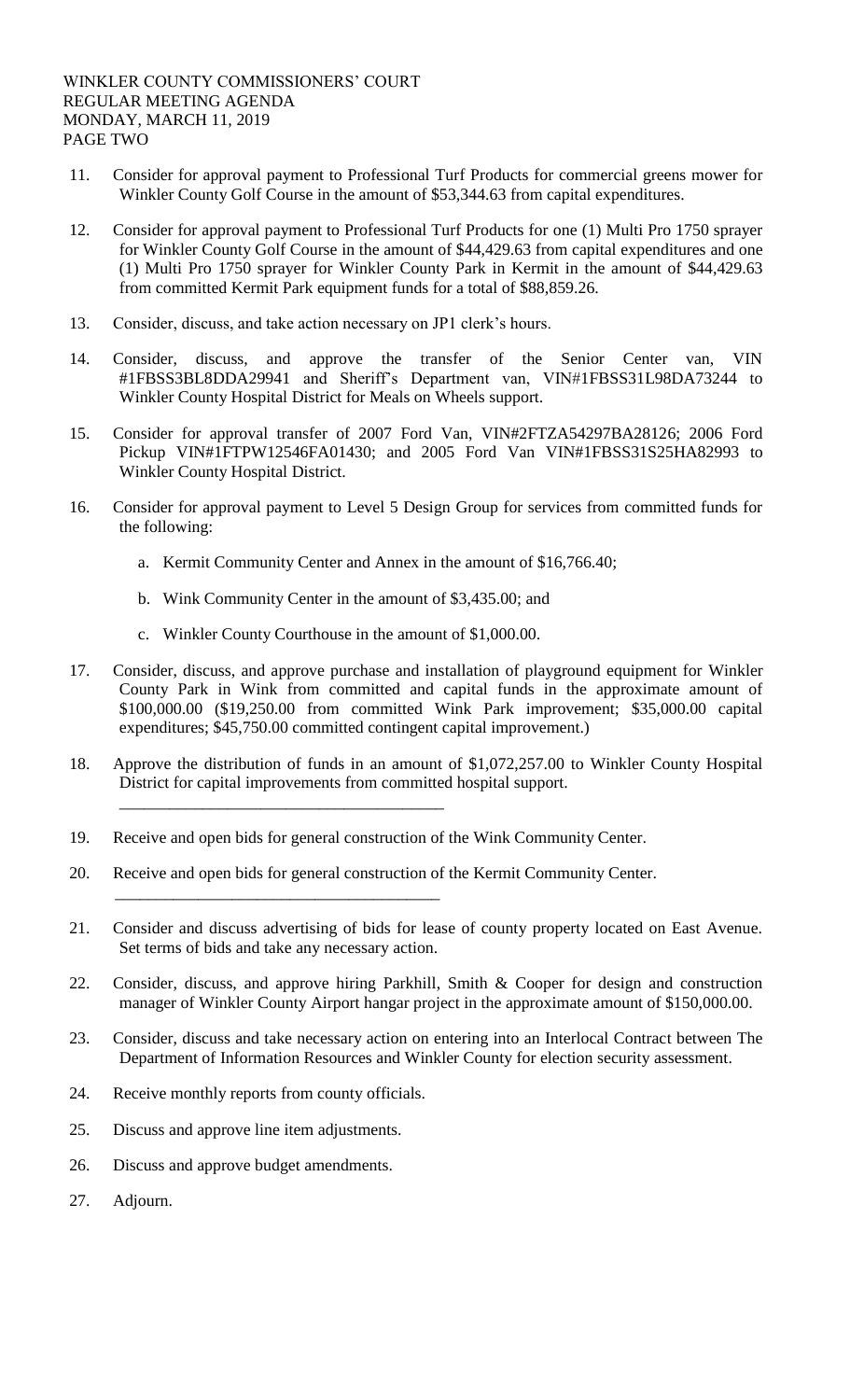11. Consider for approval payment to Professional Turf Products for commercial greens mower for Winkler County Golf Course in the amount of $53,344.63 from capital expenditures.

12. Consider for approval payment to Professional Turf Products for one (1) Multi Pro 1750 sprayer for Winkler County Golf Course in the amount of $44,429.63 from capital expenditures and one (1) Multi Pro 1750 sprayer for Winkler County Park in Kermit in the amount of $44,429.63 from committed Kermit Park equipment funds for a total of $88,859.26.

13. Consider, discuss, and take action necessary on JP1 clerk's hours.

14. Consider, discuss, and approve the transfer of the Senior Center van, VIN #1FBSS3BL8DDA29941 and Sheriff's Department van, VIN#1FBSS31L98DA73244 to Winkler County Hospital District for Meals on Wheels support.

15. Consider for approval transfer of 2007 Ford Van, VIN#2FTZA54297BA28126; 2006 Ford Pickup VIN#1FTPW12546FA01430; and 2005 Ford Van VIN#1FBSS31S25HA82993 to Winkler County Hospital District.

16. Consider for approval payment to Level 5 Design Group for services from committed funds for the following:

    a. Kermit Community Center and Annex in the amount of $16,766.40;

    b. Wink Community Center in the amount of $3,435.00; and

    c. Winkler County Courthouse in the amount of $1,000.00.

17. Consider, discuss, and approve purchase and installation of playground equipment for Winkler County Park in Wink from committed and capital funds in the approximate amount of $100,000.00 ($19,250.00 from committed Wink Park improvement; $35,000.00 capital expenditures; $45,750.00 committed contingent capital improvement.)

18. Approve the distribution of funds in an amount of $1,072,257.00 to Winkler County Hospital District for capital improvements from committed hospital support.

---

19. Receive and open bids for general construction of the Wink Community Center.

20. Receive and open bids for general construction of the Kermit Community Center.

---

21. Consider and discuss advertising of bids for lease of county property located on East Avenue. Set terms of bids and take any necessary action.

22. Consider, discuss, and approve hiring Parkhill, Smith & Cooper for design and construction manager of Winkler County Airport hangar project in the approximate amount of $150,000.00.

23. Consider, discuss and take necessary action on entering into an Interlocal Contract between The Department of Information Resources and Winkler County for election security assessment.

24. Receive monthly reports from county officials.

25. Discuss and approve line item adjustments.

26. Discuss and approve budget amendments.

27. Adjourn.